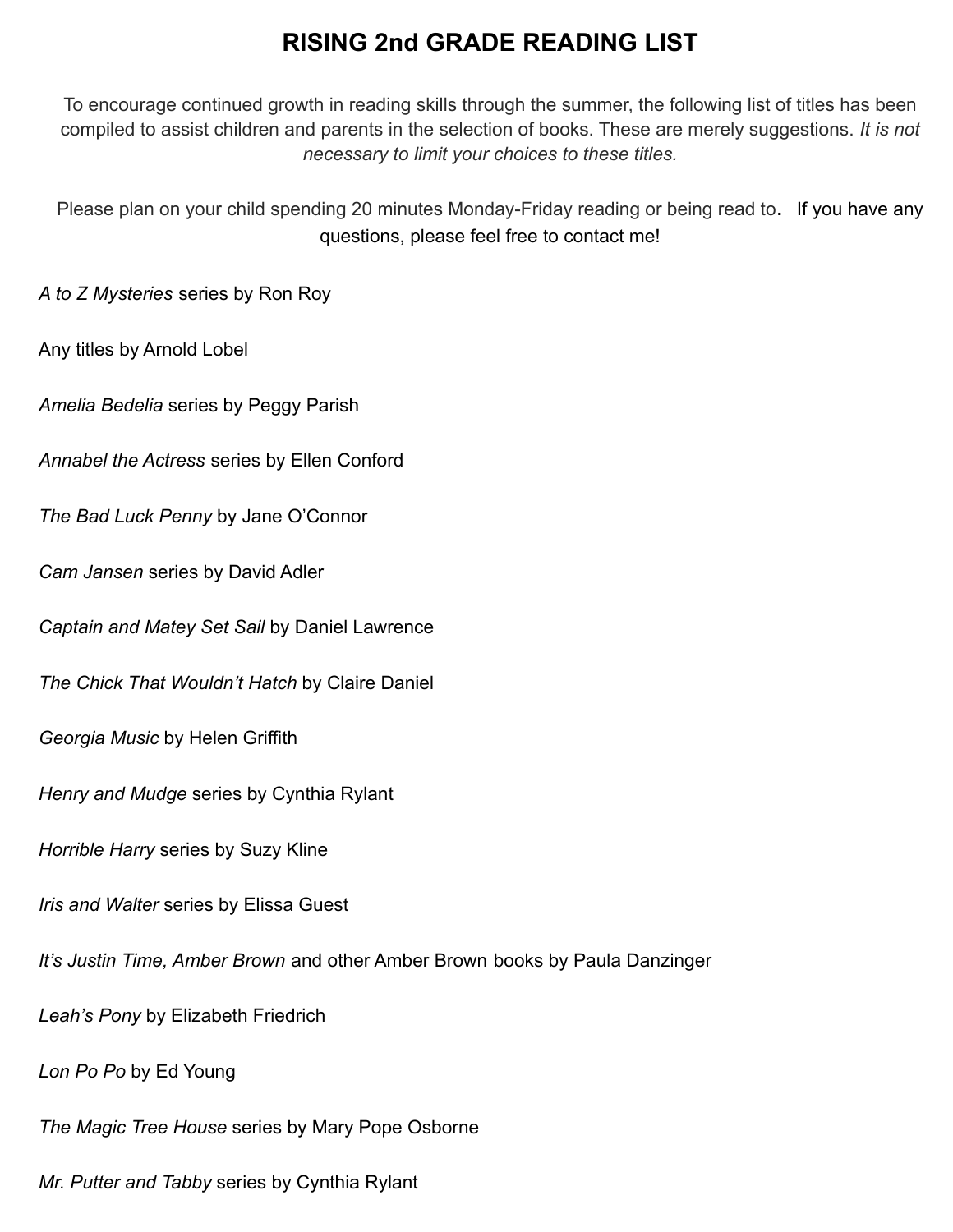# RISING 2nd GRADE READING LIST

To encourage continued growth in reading skills through the summer, the following list of titles has been compiled to assist children and parents in the selection of books. These are merely suggestions. *It is not necessary to limit your choices to these titles.*

Please plan on your child spending 20 minutes Monday-Friday reading or being read to. If you have any questions, please feel free to contact me!

*A to Z Mysteries* series by Ron Roy

Any titles by Arnold Lobel

*Amelia Bedelia* series by Peggy Parish

*Annabel the Actress* series by Ellen Conford

*The Bad Luck Penny* by Jane O'Connor

*Cam Jansen* series by David Adler

*Captain and Matey Set Sail* by Daniel Lawrence

*The Chick That Wouldn't Hatch* by Claire Daniel

*Georgia Music* by Helen Griffith

*Henry and Mudge* series by Cynthia Rylant

*Horrible Harry* series by Suzy Kline

*Iris and Walter* series by Elissa Guest

*It's Justin Time, Amber Brown* and other Amber Brown books by Paula Danzinger

*Leah's Pony* by Elizabeth Friedrich

*Lon Po Po* by Ed Young

*The Magic Tree House* series by Mary Pope Osborne

*Mr. Putter and Tabby* series by Cynthia Rylant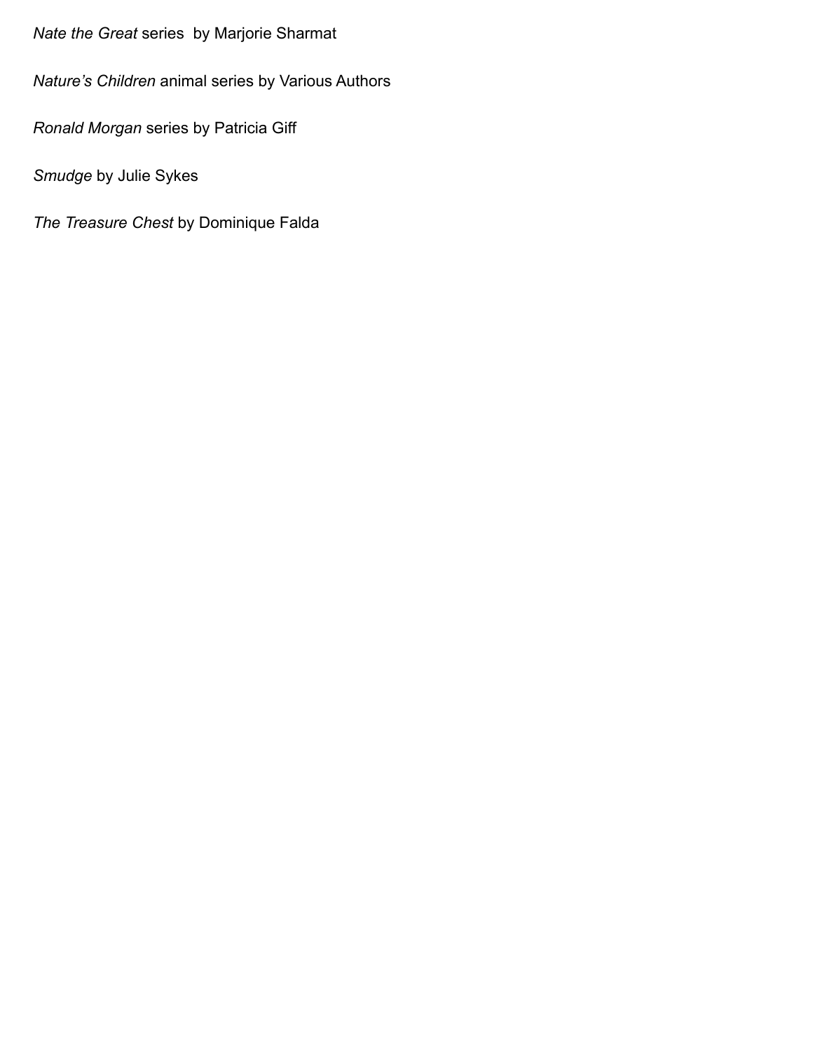*Nate the Great* series by Marjorie Sharmat

*Nature's Children* animal series by Various Authors

*Ronald Morgan* series by Patricia Giff

*Smudge* by Julie Sykes

*The Treasure Chest* by Dominique Falda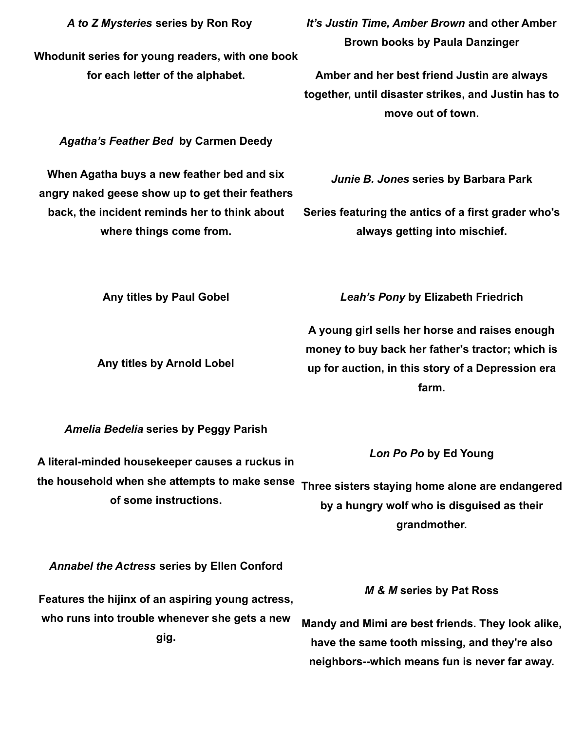***A to Z Mysteries* series by Ron Roy**

**Whodunit series for young readers, with one book for each letter of the alphabet.**

***Agatha's Feather Bed* by Carmen Deedy**

**When Agatha buys a new feather bed and six angry naked geese show up to get their feathers back, the incident reminds her to think about where things come from.**

**Any titles by Paul Gobel**

**Any titles by Arnold Lobel**

***Amelia Bedelia* series by Peggy Parish**

**A literal-minded housekeeper causes a ruckus in the household when she attempts to make sense of some instructions.**

***Annabel the Actress* series by Ellen Conford**

**Features the hijinx of an aspiring young actress, who runs into trouble whenever she gets a new gig.**

***It's Justin Time, Amber Brown* and other Amber Brown books by Paula Danzinger**

**Amber and her best friend Justin are always together, until disaster strikes, and Justin has to move out of town.**

***Junie B. Jones* series by Barbara Park**

**Series featuring the antics of a first grader who's always getting into mischief.**

***Leah's Pony* by Elizabeth Friedrich**

**A young girl sells her horse and raises enough money to buy back her father's tractor; which is up for auction, in this story of a Depression era farm.**

***Lon Po Po* by Ed Young**

**Three sisters staying home alone are endangered by a hungry wolf who is disguised as their grandmother.**

***M & M* series by Pat Ross**

**Mandy and Mimi are best friends. They look alike, have the same tooth missing, and they're also neighbors--which means fun is never far away.**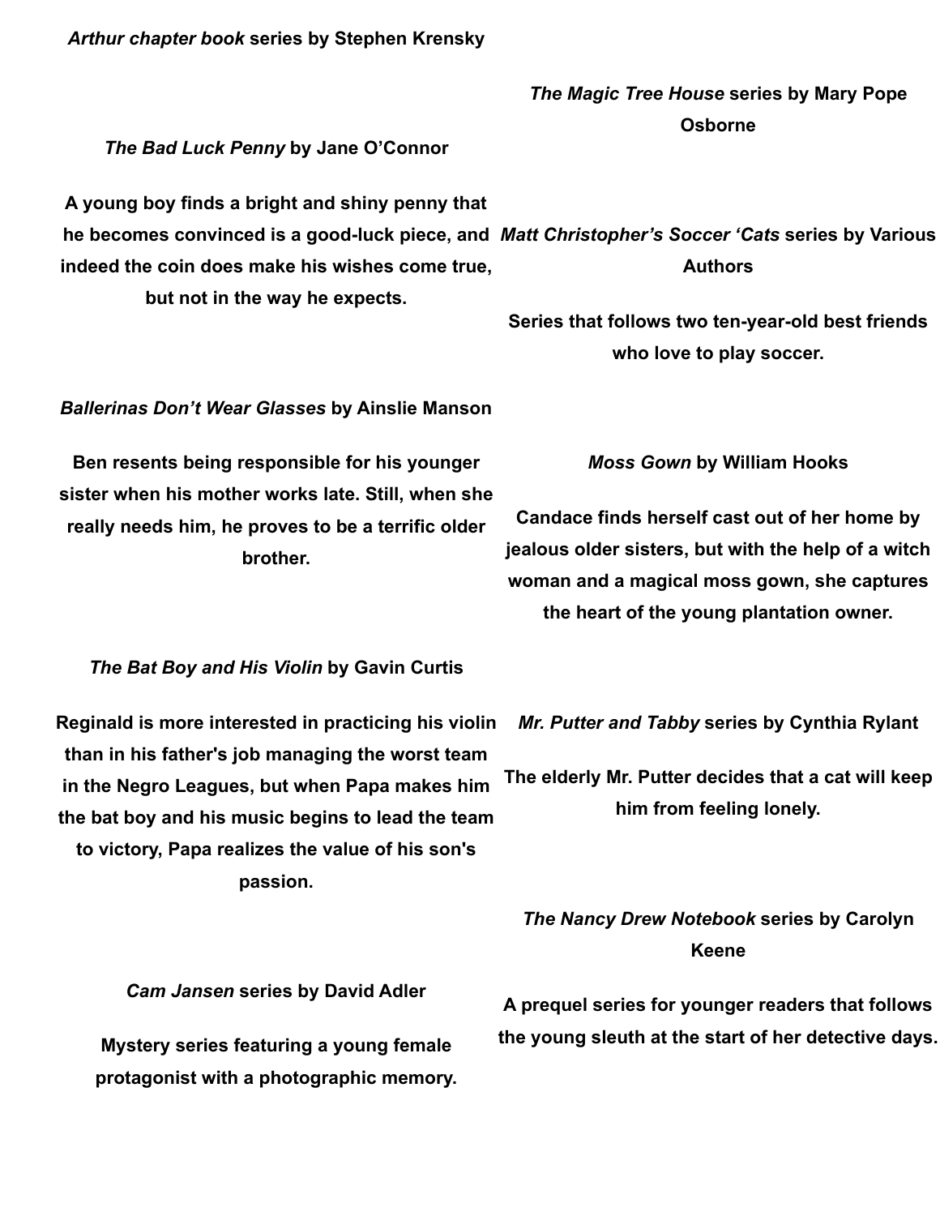***Arthur chapter book* series by Stephen Krensky**

***The Bad Luck Penny* by Jane O'Connor**

**A young boy finds a bright and shiny penny that he becomes convinced is a good-luck piece, and indeed the coin does make his wishes come true, but not in the way he expects.**

***Ballerinas Don't Wear Glasses* by Ainslie Manson**

**Ben resents being responsible for his younger sister when his mother works late. Still, when she really needs him, he proves to be a terrific older brother.**

***The Bat Boy and His Violin* by Gavin Curtis**

**Reginald is more interested in practicing his violin than in his father's job managing the worst team in the Negro Leagues, but when Papa makes him the bat boy and his music begins to lead the team to victory, Papa realizes the value of his son's passion.**

***Cam Jansen* series by David Adler**

**Mystery series featuring a young female protagonist with a photographic memory.**

***The Magic Tree House* series by Mary Pope Osborne**

***Matt Christopher's Soccer 'Cats* series by Various Authors**

**Series that follows two ten-year-old best friends who love to play soccer.**

***Moss Gown* by William Hooks**

**Candace finds herself cast out of her home by jealous older sisters, but with the help of a witch woman and a magical moss gown, she captures the heart of the young plantation owner.**

***Mr. Putter and Tabby* series by Cynthia Rylant**

**The elderly Mr. Putter decides that a cat will keep him from feeling lonely.**

***The Nancy Drew Notebook* series by Carolyn Keene**

**A prequel series for younger readers that follows the young sleuth at the start of her detective days.**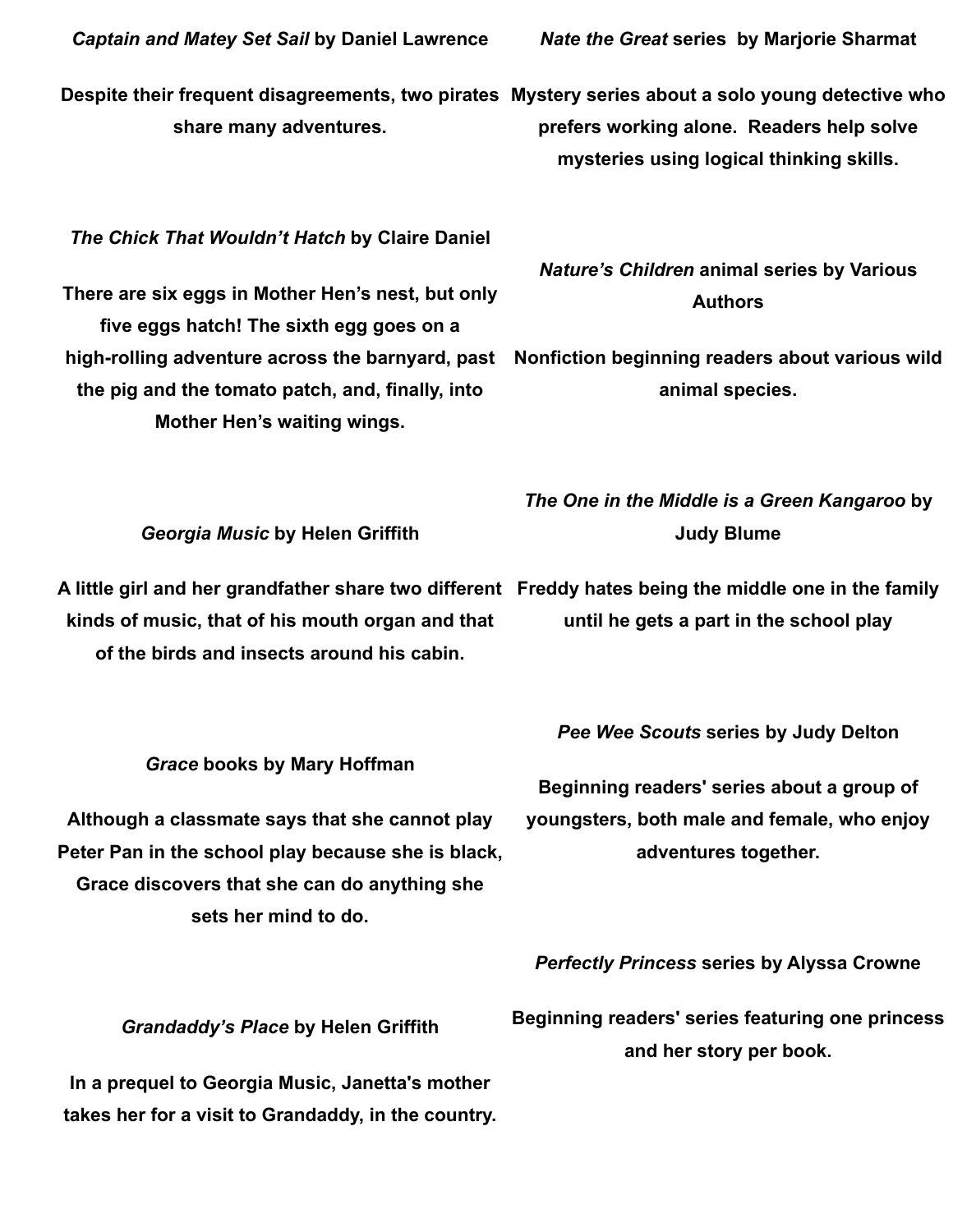***Captain and Matey Set Sail* by Daniel Lawrence**

**Despite their frequent disagreements, two pirates share many adventures.**

***The Chick That Wouldn't Hatch* by Claire Daniel**

**There are six eggs in Mother Hen's nest, but only five eggs hatch! The sixth egg goes on a high-rolling adventure across the barnyard, past the pig and the tomato patch, and, finally, into Mother Hen's waiting wings.**

***Georgia Music* by Helen Griffith**

**A little girl and her grandfather share two different kinds of music, that of his mouth organ and that of the birds and insects around his cabin.**

***Grace* books by Mary Hoffman**

**Although a classmate says that she cannot play Peter Pan in the school play because she is black, Grace discovers that she can do anything she sets her mind to do.**

***Grandaddy's Place* by Helen Griffith**

**In a prequel to Georgia Music, Janetta's mother takes her for a visit to Grandaddy, in the country.**

***Nate the Great* series by Marjorie Sharmat**

**Mystery series about a solo young detective who prefers working alone. Readers help solve mysteries using logical thinking skills.**

***Nature's Children* animal series by Various Authors**

**Nonfiction beginning readers about various wild animal species.**

***The One in the Middle is a Green Kangaroo* by Judy Blume**

**Freddy hates being the middle one in the family until he gets a part in the school play**

***Pee Wee Scouts* series by Judy Delton**

**Beginning readers' series about a group of youngsters, both male and female, who enjoy adventures together.**

***Perfectly Princess* series by Alyssa Crowne**

**Beginning readers' series featuring one princess and her story per book.**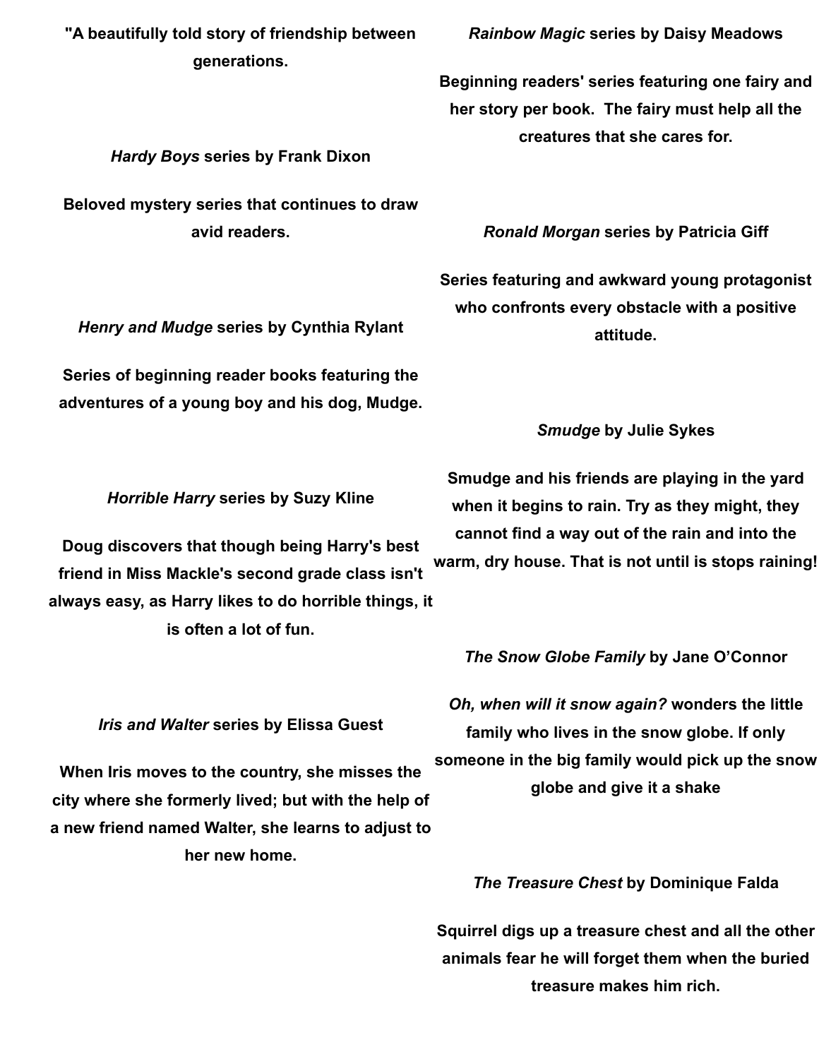**"A beautifully told story of friendship between generations.**

***Hardy Boys* series by Frank Dixon**

**Beloved mystery series that continues to draw avid readers.**

***Henry and Mudge* series by Cynthia Rylant**

**Series of beginning reader books featuring the adventures of a young boy and his dog, Mudge.**

***Horrible Harry* series by Suzy Kline**

**Doug discovers that though being Harry's best friend in Miss Mackle's second grade class isn't always easy, as Harry likes to do horrible things, it is often a lot of fun.**

***Iris and Walter* series by Elissa Guest**

**When Iris moves to the country, she misses the city where she formerly lived; but with the help of a new friend named Walter, she learns to adjust to her new home.**

***Rainbow Magic* series by Daisy Meadows**

**Beginning readers' series featuring one fairy and her story per book. The fairy must help all the creatures that she cares for.**

***Ronald Morgan* series by Patricia Giff**

**Series featuring and awkward young protagonist who confronts every obstacle with a positive attitude.**

***Smudge* by Julie Sykes**

**Smudge and his friends are playing in the yard when it begins to rain. Try as they might, they cannot find a way out of the rain and into the warm, dry house. That is not until is stops raining!**

***The Snow Globe Family* by Jane O'Connor**

***Oh, when will it snow again?* wonders the little family who lives in the snow globe. If only someone in the big family would pick up the snow globe and give it a shake**

***The Treasure Chest* by Dominique Falda**

**Squirrel digs up a treasure chest and all the other animals fear he will forget them when the buried treasure makes him rich.**